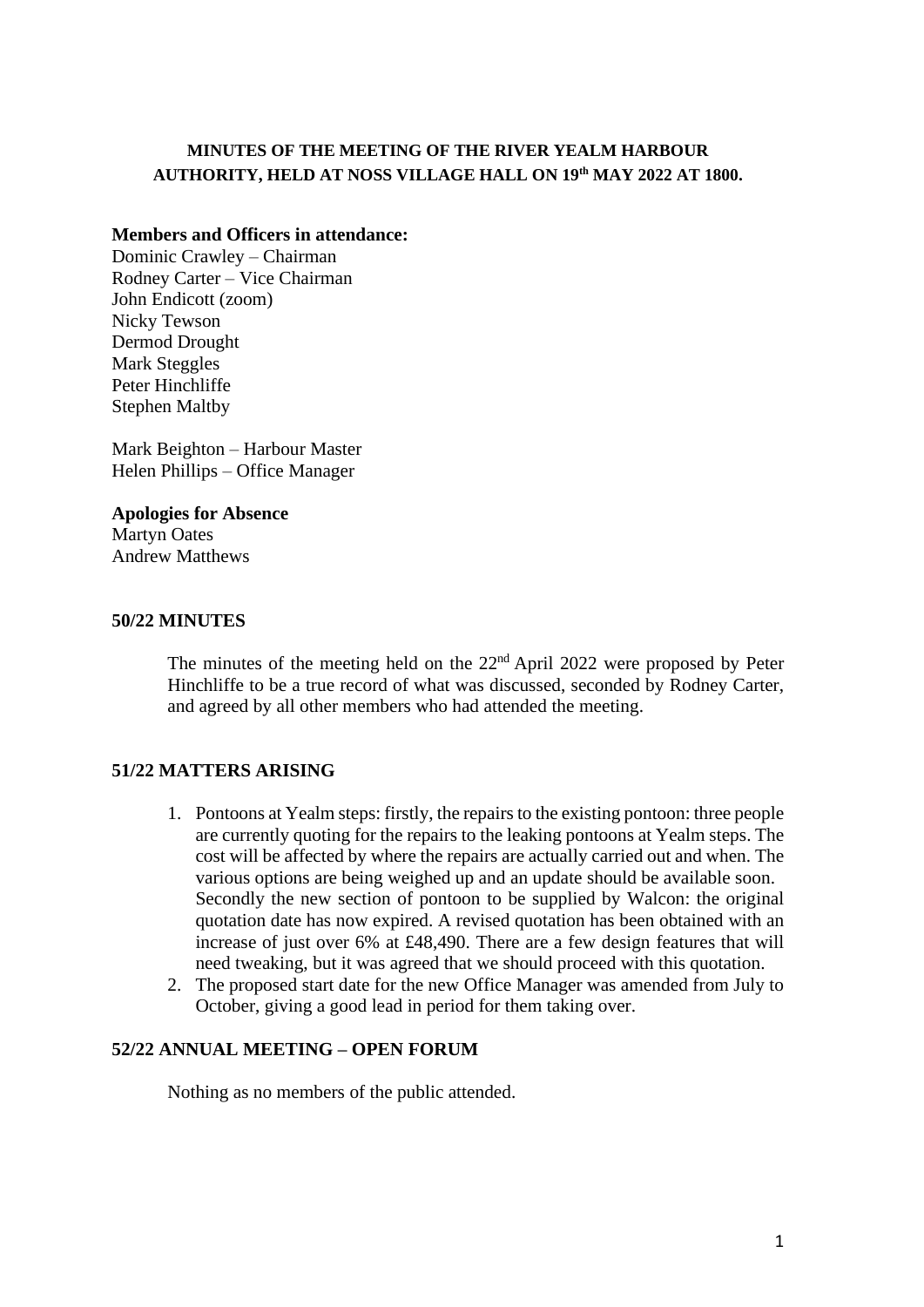**MINUTES OF THE MEETING OF THE RIVER YEALM HARBOUR AUTHORITY, HELD AT NOSS VILLAGE HALL ON 19th MAY 2022 AT 1800.**

**Members and Officers in attendance:**
Dominic Crawley – Chairman
Rodney Carter – Vice Chairman
John Endicott (zoom)
Nicky Tewson
Dermod Drought
Mark Steggles
Peter Hinchliffe
Stephen Maltby

Mark Beighton – Harbour Master
Helen Phillips – Office Manager

**Apologies for Absence**
Martyn Oates
Andrew Matthews

**50/22 MINUTES**

The minutes of the meeting held on the 22nd April 2022 were proposed by Peter Hinchliffe to be a true record of what was discussed, seconded by Rodney Carter, and agreed by all other members who had attended the meeting.

**51/22 MATTERS ARISING**

1. Pontoons at Yealm steps: firstly, the repairs to the existing pontoon: three people are currently quoting for the repairs to the leaking pontoons at Yealm steps. The cost will be affected by where the repairs are actually carried out and when. The various options are being weighed up and an update should be available soon. Secondly the new section of pontoon to be supplied by Walcon: the original quotation date has now expired. A revised quotation has been obtained with an increase of just over 6% at £48,490. There are a few design features that will need tweaking, but it was agreed that we should proceed with this quotation.
2. The proposed start date for the new Office Manager was amended from July to October, giving a good lead in period for them taking over.

**52/22 ANNUAL MEETING – OPEN FORUM**

Nothing as no members of the public attended.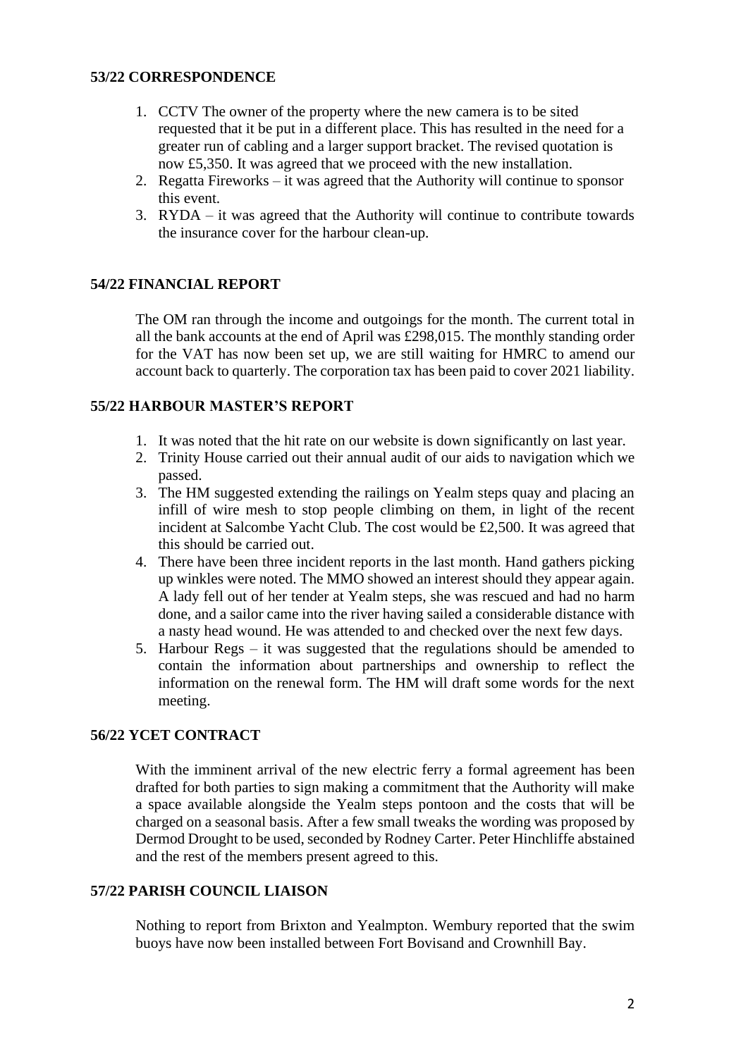### 53/22 CORRESPONDENCE

1. CCTV The owner of the property where the new camera is to be sited requested that it be put in a different place. This has resulted in the need for a greater run of cabling and a larger support bracket. The revised quotation is now £5,350. It was agreed that we proceed with the new installation.
2. Regatta Fireworks – it was agreed that the Authority will continue to sponsor this event.
3. RYDA – it was agreed that the Authority will continue to contribute towards the insurance cover for the harbour clean-up.

### 54/22 FINANCIAL REPORT

The OM ran through the income and outgoings for the month. The current total in all the bank accounts at the end of April was £298,015. The monthly standing order for the VAT has now been set up, we are still waiting for HMRC to amend our account back to quarterly. The corporation tax has been paid to cover 2021 liability.

### 55/22 HARBOUR MASTER'S REPORT

1. It was noted that the hit rate on our website is down significantly on last year.
2. Trinity House carried out their annual audit of our aids to navigation which we passed.
3. The HM suggested extending the railings on Yealm steps quay and placing an infill of wire mesh to stop people climbing on them, in light of the recent incident at Salcombe Yacht Club. The cost would be £2,500. It was agreed that this should be carried out.
4. There have been three incident reports in the last month. Hand gathers picking up winkles were noted. The MMO showed an interest should they appear again. A lady fell out of her tender at Yealm steps, she was rescued and had no harm done, and a sailor came into the river having sailed a considerable distance with a nasty head wound. He was attended to and checked over the next few days.
5. Harbour Regs – it was suggested that the regulations should be amended to contain the information about partnerships and ownership to reflect the information on the renewal form. The HM will draft some words for the next meeting.

### 56/22 YCET CONTRACT

With the imminent arrival of the new electric ferry a formal agreement has been drafted for both parties to sign making a commitment that the Authority will make a space available alongside the Yealm steps pontoon and the costs that will be charged on a seasonal basis. After a few small tweaks the wording was proposed by Dermod Drought to be used, seconded by Rodney Carter. Peter Hinchliffe abstained and the rest of the members present agreed to this.

### 57/22 PARISH COUNCIL LIAISON

Nothing to report from Brixton and Yealmpton. Wembury reported that the swim buoys have now been installed between Fort Bovisand and Crownhill Bay.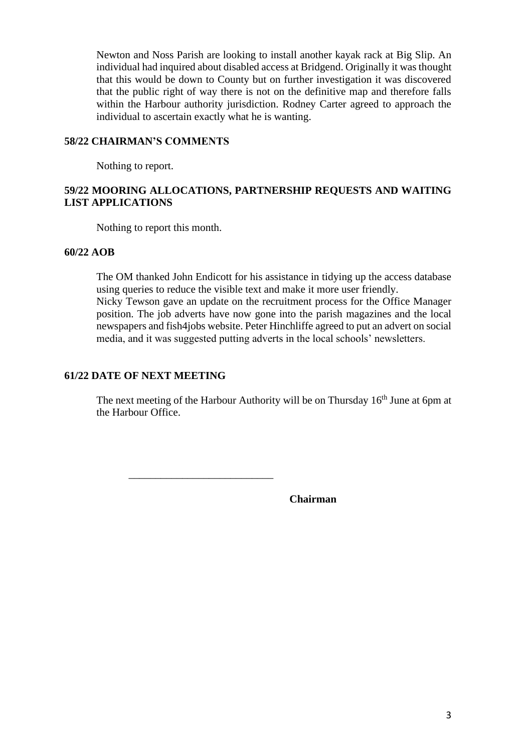Newton and Noss Parish are looking to install another kayak rack at Big Slip. An individual had inquired about disabled access at Bridgend. Originally it was thought that this would be down to County but on further investigation it was discovered that the public right of way there is not on the definitive map and therefore falls within the Harbour authority jurisdiction. Rodney Carter agreed to approach the individual to ascertain exactly what he is wanting.

**58/22 CHAIRMAN'S COMMENTS**

Nothing to report.

**59/22 MOORING ALLOCATIONS, PARTNERSHIP REQUESTS AND WAITING LIST APPLICATIONS**

Nothing to report this month.

**60/22 AOB**

The OM thanked John Endicott for his assistance in tidying up the access database using queries to reduce the visible text and make it more user friendly.
Nicky Tewson gave an update on the recruitment process for the Office Manager position. The job adverts have now gone into the parish magazines and the local newspapers and fish4jobs website. Peter Hinchliffe agreed to put an advert on social media, and it was suggested putting adverts in the local schools' newsletters.

**61/22 DATE OF NEXT MEETING**

The next meeting of the Harbour Authority will be on Thursday 16th June at 6pm at the Harbour Office.

\_\_\_\_\_\_\_\_\_\_\_\_\_\_\_\_\_\_\_\_\_\_\_\_\_\_\_

**Chairman**